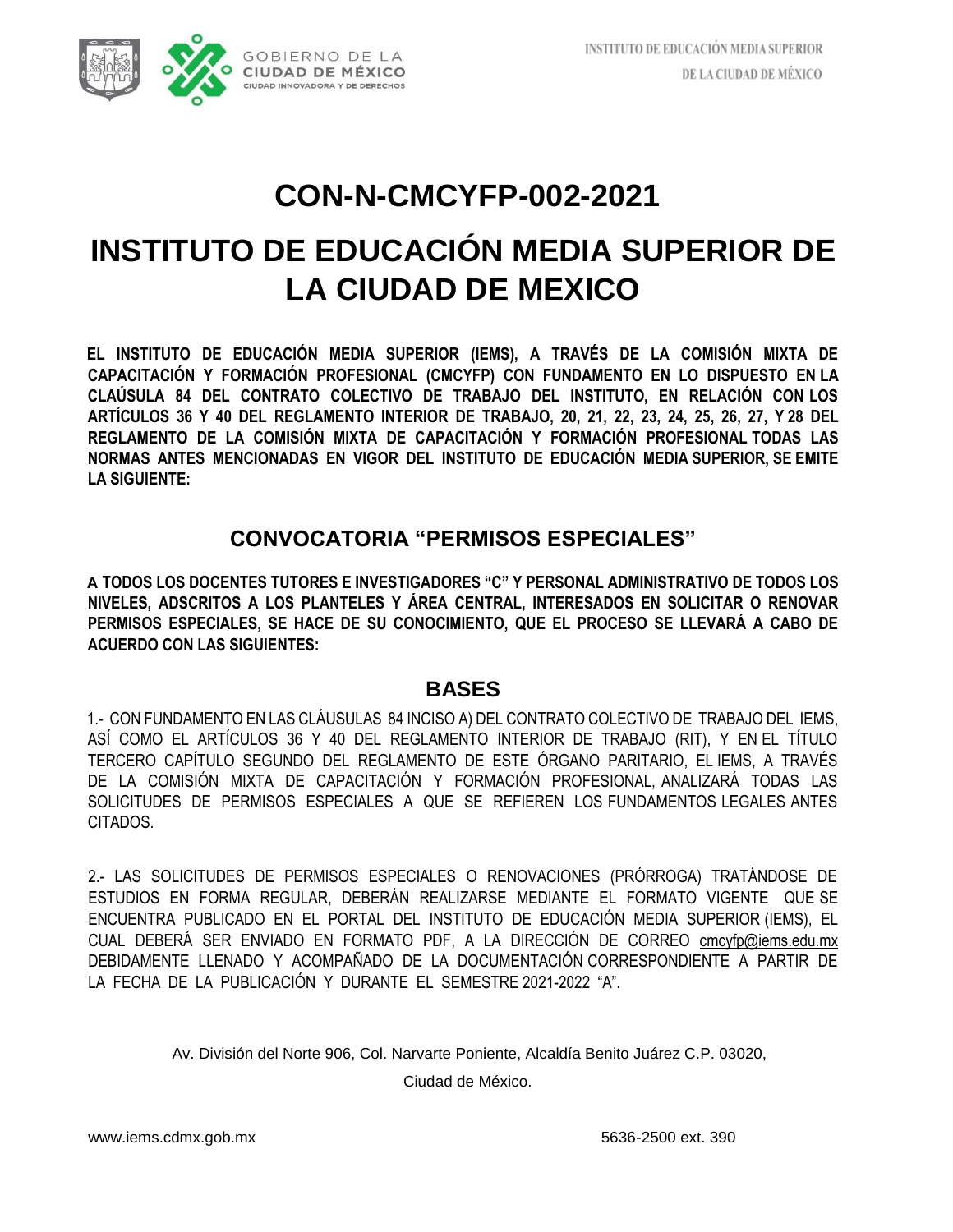# CON-N-CMCYFP-002-2021

# INSTITUTO DE EDUCACIÓN MEDIA SUPERIOR DE LA CIUDAD DE MEXICO

**EL INSTITUTO DE EDUCACIÓN MEDIA SUPERIOR (IEMS), A TRAVÉS DE LA COMISIÓN MIXTA DE CAPACITACIÓN Y FORMACIÓN PROFESIONAL (CMCYFP) CON FUNDAMENTO EN LO DISPUESTO EN LA CLAÚSULA 84 DEL CONTRATO COLECTIVO DE TRABAJO DEL INSTITUTO, EN RELACIÓN CON LOS ARTÍCULOS 36 Y 40 DEL REGLAMENTO INTERIOR DE TRABAJO, 20, 21, 22, 23, 24, 25, 26, 27, Y 28 DEL REGLAMENTO DE LA COMISIÓN MIXTA DE CAPACITACIÓN Y FORMACIÓN PROFESIONAL TODAS LAS NORMAS ANTES MENCIONADAS EN VIGOR DEL INSTITUTO DE EDUCACIÓN MEDIA SUPERIOR, SE EMITE LA SIGUIENTE:**

## CONVOCATORIA "PERMISOS ESPECIALES"

**A TODOS LOS DOCENTES TUTORES E INVESTIGADORES "C" Y PERSONAL ADMINISTRATIVO DE TODOS LOS NIVELES, ADSCRITOS A LOS PLANTELES Y ÁREA CENTRAL, INTERESADOS EN SOLICITAR O RENOVAR PERMISOS ESPECIALES, SE HACE DE SU CONOCIMIENTO, QUE EL PROCESO SE LLEVARÁ A CABO DE ACUERDO CON LAS SIGUIENTES:**

## BASES

1.- CON FUNDAMENTO EN LAS CLÁUSULAS 84 INCISO A) DEL CONTRATO COLECTIVO DE TRABAJO DEL IEMS, ASÍ COMO EL ARTÍCULOS 36 Y 40 DEL REGLAMENTO INTERIOR DE TRABAJO (RIT), Y EN EL TÍTULO TERCERO CAPÍTULO SEGUNDO DEL REGLAMENTO DE ESTE ÓRGANO PARITARIO, EL IEMS, A TRAVÉS DE LA COMISIÓN MIXTA DE CAPACITACIÓN Y FORMACIÓN PROFESIONAL, ANALIZARÁ TODAS LAS SOLICITUDES DE PERMISOS ESPECIALES A QUE SE REFIEREN LOS FUNDAMENTOS LEGALES ANTES CITADOS.

2.- LAS SOLICITUDES DE PERMISOS ESPECIALES O RENOVACIONES (PRÓRROGA) TRATÁNDOSE DE ESTUDIOS EN FORMA REGULAR, DEBERÁN REALIZARSE MEDIANTE EL FORMATO VIGENTE QUE SE ENCUENTRA PUBLICADO EN EL PORTAL DEL INSTITUTO DE EDUCACIÓN MEDIA SUPERIOR (IEMS), EL CUAL DEBERÁ SER ENVIADO EN FORMATO PDF, A LA DIRECCIÓN DE CORREO cmcyfp@iems.edu.mx DEBIDAMENTE LLENADO Y ACOMPAÑADO DE LA DOCUMENTACIÓN CORRESPONDIENTE A PARTIR DE LA FECHA DE LA PUBLICACIÓN Y DURANTE EL SEMESTRE 2021-2022 "A".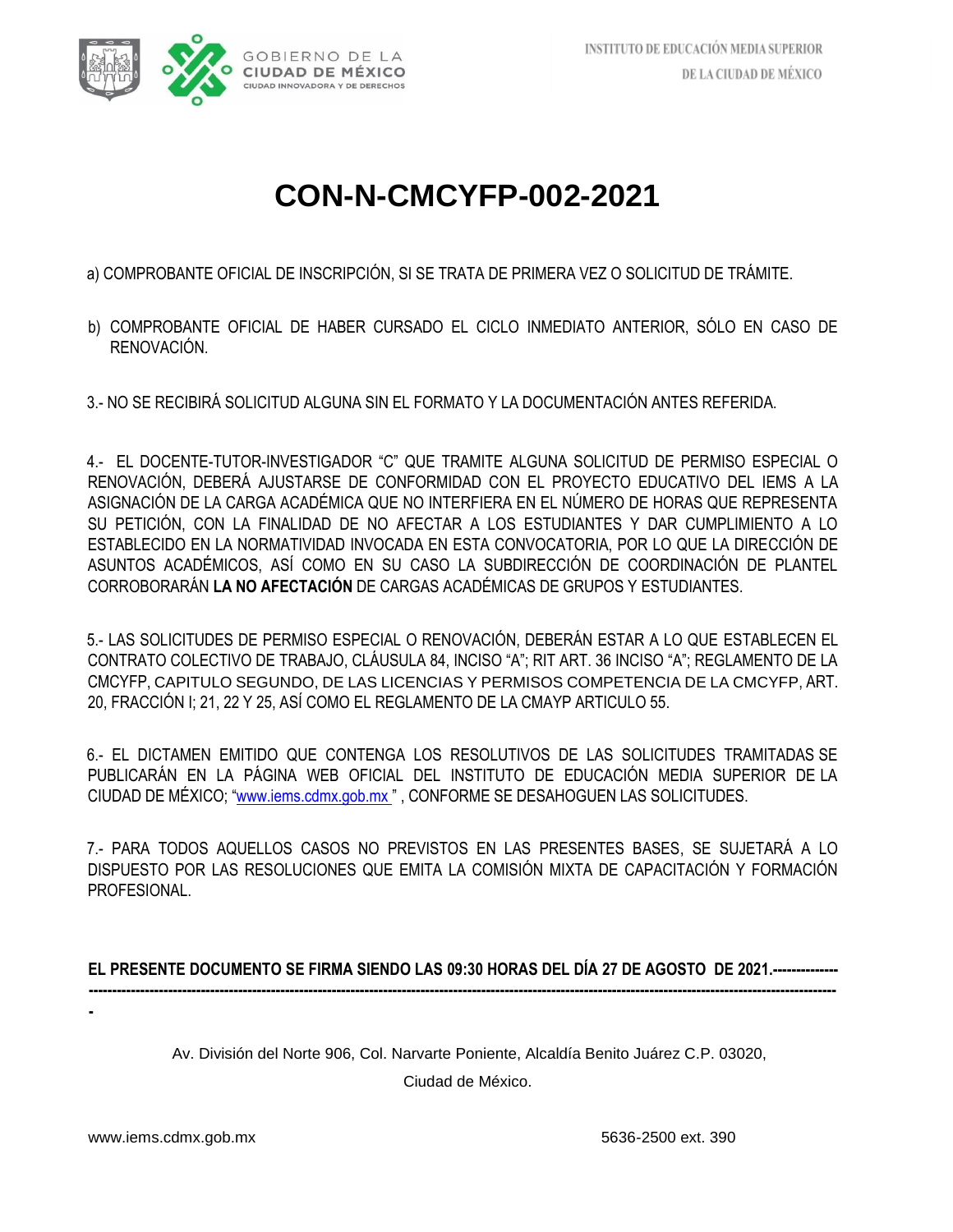# CON-N-CMCYFP-002-2021

a) COMPROBANTE OFICIAL DE INSCRIPCIÓN, SI SE TRATA DE PRIMERA VEZ O SOLICITUD DE TRÁMITE.

b) COMPROBANTE OFICIAL DE HABER CURSADO EL CICLO INMEDIATO ANTERIOR, SÓLO EN CASO DE RENOVACIÓN.

3.- NO SE RECIBIRÁ SOLICITUD ALGUNA SIN EL FORMATO Y LA DOCUMENTACIÓN ANTES REFERIDA.

4.- EL DOCENTE-TUTOR-INVESTIGADOR "C" QUE TRAMITE ALGUNA SOLICITUD DE PERMISO ESPECIAL O RENOVACIÓN, DEBERÁ AJUSTARSE DE CONFORMIDAD CON EL PROYECTO EDUCATIVO DEL IEMS A LA ASIGNACIÓN DE LA CARGA ACADÉMICA QUE NO INTERFIERA EN EL NÚMERO DE HORAS QUE REPRESENTA SU PETICIÓN, CON LA FINALIDAD DE NO AFECTAR A LOS ESTUDIANTES Y DAR CUMPLIMIENTO A LO ESTABLECIDO EN LA NORMATIVIDAD INVOCADA EN ESTA CONVOCATORIA, POR LO QUE LA DIRECCIÓN DE ASUNTOS ACADÉMICOS, ASÍ COMO EN SU CASO LA SUBDIRECCIÓN DE COORDINACIÓN DE PLANTEL CORROBORARÁN **LA NO AFECTACIÓN** DE CARGAS ACADÉMICAS DE GRUPOS Y ESTUDIANTES.

5.- LAS SOLICITUDES DE PERMISO ESPECIAL O RENOVACIÓN, DEBERÁN ESTAR A LO QUE ESTABLECEN EL CONTRATO COLECTIVO DE TRABAJO, CLÁUSULA 84, INCISO "A"; RIT ART. 36 INCISO "A"; REGLAMENTO DE LA CMCYFP, CAPITULO SEGUNDO, DE LAS LICENCIAS Y PERMISOS COMPETENCIA DE LA CMCYFP, ART. 20, FRACCIÓN I; 21, 22 Y 25, ASÍ COMO EL REGLAMENTO DE LA CMAYP ARTICULO 55.

6.- EL DICTAMEN EMITIDO QUE CONTENGA LOS RESOLUTIVOS DE LAS SOLICITUDES TRAMITADAS SE PUBLICARÁN EN LA PÁGINA WEB OFICIAL DEL INSTITUTO DE EDUCACIÓN MEDIA SUPERIOR DE LA CIUDAD DE MÉXICO; "www.iems.cdmx.gob.mx " , CONFORME SE DESAHOGUEN LAS SOLICITUDES.

7.- PARA TODOS AQUELLOS CASOS NO PREVISTOS EN LAS PRESENTES BASES, SE SUJETARÁ A LO DISPUESTO POR LAS RESOLUCIONES QUE EMITA LA COMISIÓN MIXTA DE CAPACITACIÓN Y FORMACIÓN PROFESIONAL.

**EL PRESENTE DOCUMENTO SE FIRMA SIENDO LAS 09:30 HORAS DEL DÍA 27 DE AGOSTO DE 2021.-----------------------------------------------------------------------------------------------------------------------------------------------------------------------**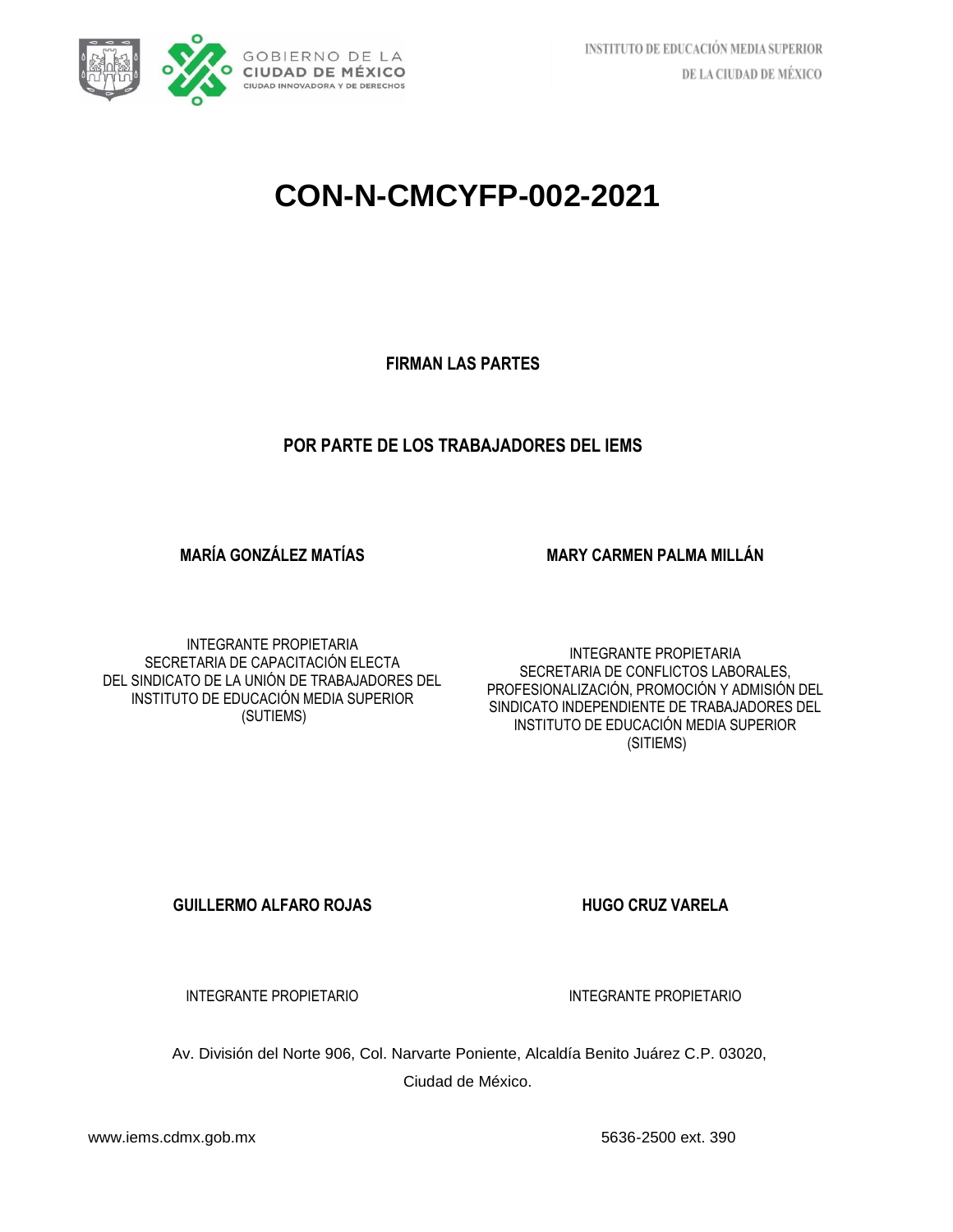# CON-N-CMCYFP-002-2021

**FIRMAN LAS PARTES**

**POR PARTE DE LOS TRABAJADORES DEL IEMS**

**MARÍA GONZÁLEZ MATÍAS**

INTEGRANTE PROPIETARIA
SECRETARIA DE CAPACITACIÓN ELECTA
DEL SINDICATO DE LA UNIÓN DE TRABAJADORES DEL INSTITUTO DE EDUCACIÓN MEDIA SUPERIOR
(SUTIEMS)

**MARY CARMEN PALMA MILLÁN**

INTEGRANTE PROPIETARIA
SECRETARIA DE CONFLICTOS LABORALES, PROFESIONALIZACIÓN, PROMOCIÓN Y ADMISIÓN DEL SINDICATO INDEPENDIENTE DE TRABAJADORES DEL INSTITUTO DE EDUCACIÓN MEDIA SUPERIOR
(SITIEMS)

**GUILLERMO ALFARO ROJAS**

INTEGRANTE PROPIETARIO

**HUGO CRUZ VARELA**

INTEGRANTE PROPIETARIO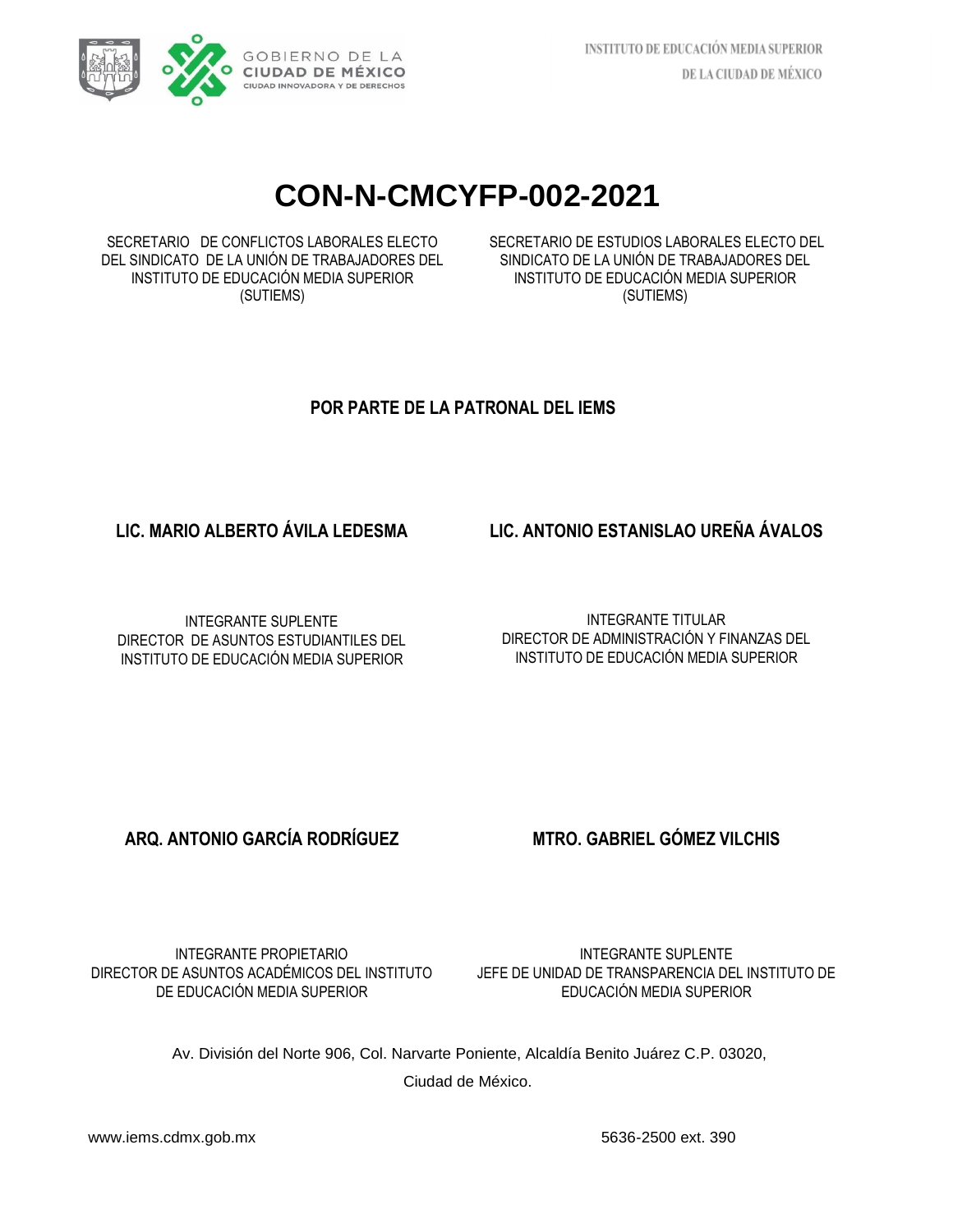# CON-N-CMCYFP-002-2021

SECRETARIO DE CONFLICTOS LABORALES ELECTO DEL SINDICATO DE LA UNIÓN DE TRABAJADORES DEL INSTITUTO DE EDUCACIÓN MEDIA SUPERIOR (SUTIEMS)

SECRETARIO DE ESTUDIOS LABORALES ELECTO DEL SINDICATO DE LA UNIÓN DE TRABAJADORES DEL INSTITUTO DE EDUCACIÓN MEDIA SUPERIOR (SUTIEMS)

**POR PARTE DE LA PATRONAL DEL IEMS**

**LIC. MARIO ALBERTO ÁVILA LEDESMA**

INTEGRANTE SUPLENTE
DIRECTOR DE ASUNTOS ESTUDIANTILES DEL INSTITUTO DE EDUCACIÓN MEDIA SUPERIOR

**LIC. ANTONIO ESTANISLAO UREÑA ÁVALOS**

INTEGRANTE TITULAR
DIRECTOR DE ADMINISTRACIÓN Y FINANZAS DEL INSTITUTO DE EDUCACIÓN MEDIA SUPERIOR

**ARQ. ANTONIO GARCÍA RODRÍGUEZ**

INTEGRANTE PROPIETARIO
DIRECTOR DE ASUNTOS ACADÉMICOS DEL INSTITUTO DE EDUCACIÓN MEDIA SUPERIOR

**MTRO. GABRIEL GÓMEZ VILCHIS**

INTEGRANTE SUPLENTE
JEFE DE UNIDAD DE TRANSPARENCIA DEL INSTITUTO DE EDUCACIÓN MEDIA SUPERIOR